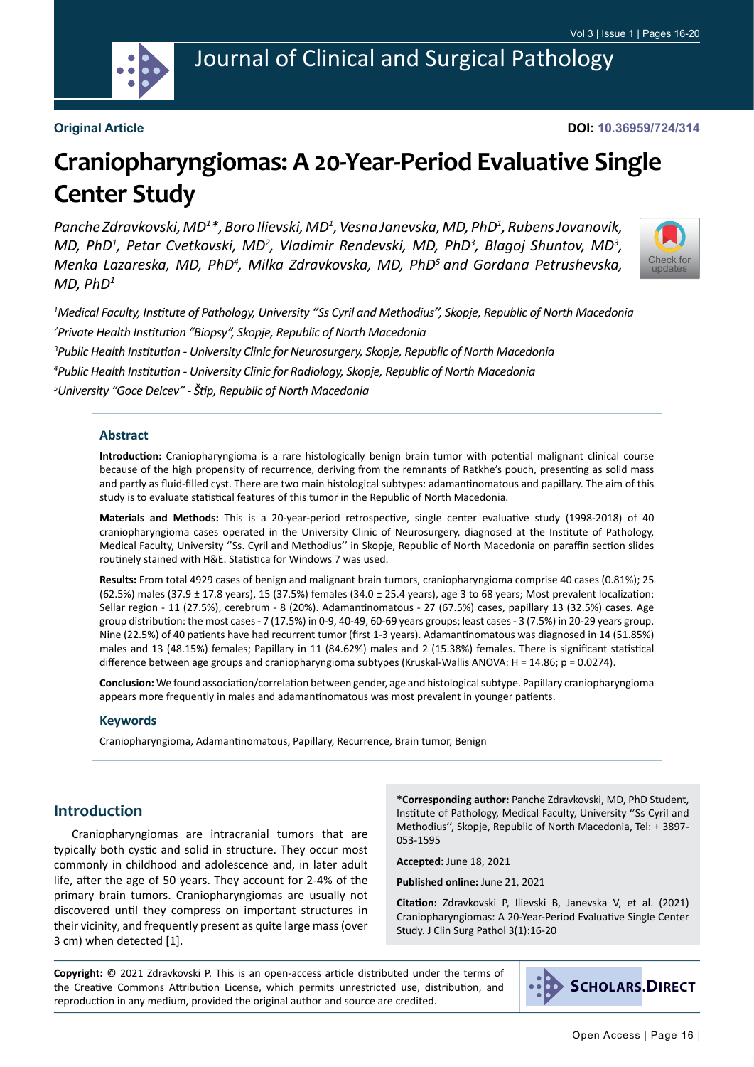**Original Article**

**DOI: 10.36959/724/314**

# Craniopharyngiomas: A 20-Year-Period Evaluative Single Center Study

*Panche Zdravkovski, MD[1]\*, Boro Ilievski, MD[1], Vesna Janevska, MD, PhD[1], Rubens Jovanovik, MD, PhD[1], Petar Cvetkovski, MD[2], Vladimir Rendevski, MD, PhD[3], Blagoj Shuntov, MD[3], Menka Lazareska, MD, PhD[4], Milka Zdravkovska, MD, PhD[5] and Gordana Petrushevska, MD, PhD[1]*

[1]*Medical Faculty, Institute of Pathology, University ''Ss Cyril and Methodius'', Skopje, Republic of North Macedonia*

[2]*Private Health Institution "Biopsy", Skopje, Republic of North Macedonia*

[3]*Public Health Institution - University Clinic for Neurosurgery, Skopje, Republic of North Macedonia*

[4]*Public Health Institution - University Clinic for Radiology, Skopje, Republic of North Macedonia*

[5]*University "Goce Delcev" - Štip, Republic of North Macedonia*

## Abstract

**Introduction:** Craniopharyngioma is a rare histologically benign brain tumor with potential malignant clinical course because of the high propensity of recurrence, deriving from the remnants of Ratkhe's pouch, presenting as solid mass and partly as fluid-filled cyst. There are two main histological subtypes: adamantinomatous and papillary. The aim of this study is to evaluate statistical features of this tumor in the Republic of North Macedonia.

**Materials and Methods:** This is a 20-year-period retrospective, single center evaluative study (1998-2018) of 40 craniopharyngioma cases operated in the University Clinic of Neurosurgery, diagnosed at the Institute of Pathology, Medical Faculty, University ''Ss. Cyril and Methodius'' in Skopje, Republic of North Macedonia on paraffin section slides routinely stained with H&E. Statistica for Windows 7 was used.

**Results:** From total 4929 cases of benign and malignant brain tumors, craniopharyngioma comprise 40 cases (0.81%); 25 (62.5%) males (37.9 ± 17.8 years), 15 (37.5%) females (34.0 ± 25.4 years), age 3 to 68 years; Most prevalent localization: Sellar region - 11 (27.5%), cerebrum - 8 (20%). Adamantinomatous - 27 (67.5%) cases, papillary 13 (32.5%) cases. Age group distribution: the most cases - 7 (17.5%) in 0-9, 40-49, 60-69 years groups; least cases - 3 (7.5%) in 20-29 years group. Nine (22.5%) of 40 patients have had recurrent tumor (first 1-3 years). Adamantinomatous was diagnosed in 14 (51.85%) males and 13 (48.15%) females; Papillary in 11 (84.62%) males and 2 (15.38%) females. There is significant statistical difference between age groups and craniopharyngioma subtypes (Kruskal-Wallis ANOVA: $H = 14.86$; $p = 0.0274$).

**Conclusion:** We found association/correlation between gender, age and histological subtype. Papillary craniopharyngioma appears more frequently in males and adamantinomatous was most prevalent in younger patients.

## Keywords

Craniopharyngioma, Adamantinomatous, Papillary, Recurrence, Brain tumor, Benign

## Introduction

Craniopharyngiomas are intracranial tumors that are typically both cystic and solid in structure. They occur most commonly in childhood and adolescence and, in later adult life, after the age of 50 years. They account for 2-4% of the primary brain tumors. Craniopharyngiomas are usually not discovered until they compress on important structures in their vicinity, and frequently present as quite large mass (over 3 cm) when detected [1].

**\*Corresponding author:** Panche Zdravkovski, MD, PhD Student, Institute of Pathology, Medical Faculty, University ''Ss Cyril and Methodius'', Skopje, Republic of North Macedonia, Tel: + 3897-053-1595

**Accepted:** June 18, 2021

**Published online:** June 21, 2021

**Citation:** Zdravkovski P, Ilievski B, Janevska V, et al. (2021) Craniopharyngiomas: A 20-Year-Period Evaluative Single Center Study. J Clin Surg Pathol 3(1):16-20

**Copyright:** © 2021 Zdravkovski P. This is an open-access article distributed under the terms of the Creative Commons Attribution License, which permits unrestricted use, distribution, and reproduction in any medium, provided the original author and source are credited.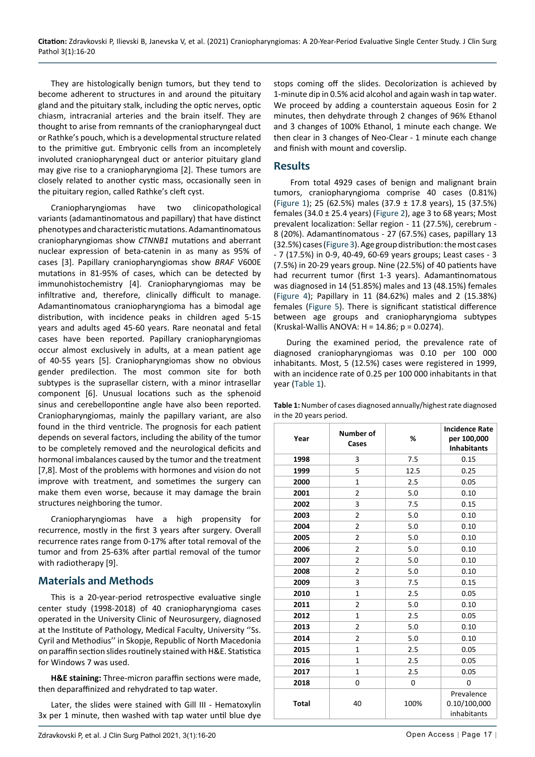They are histologically benign tumors, but they tend to become adherent to structures in and around the pituitary gland and the pituitary stalk, including the optic nerves, optic chiasm, intracranial arteries and the brain itself. They are thought to arise from remnants of the craniopharyngeal duct or Rathke's pouch, which is a developmental structure related to the primitive gut. Embryonic cells from an incompletely involuted craniopharyngeal duct or anterior pituitary gland may give rise to a craniopharyngioma [2]. These tumors are closely related to another cystic mass, occasionally seen in the pituitary region, called Rathke's cleft cyst.

Craniopharyngiomas have two clinicopathological variants (adamantinomatous and papillary) that have distinct phenotypes and characteristic mutations. Adamantinomatous craniopharyngiomas show *CTNNB1* mutations and aberrant nuclear expression of beta-catenin in as many as 95% of cases [3]. Papillary craniopharyngiomas show *BRAF* V600E mutations in 81-95% of cases, which can be detected by immunohistochemistry [4]. Craniopharyngiomas may be infiltrative and, therefore, clinically difficult to manage. Adamantinomatous craniopharyngioma has a bimodal age distribution, with incidence peaks in children aged 5-15 years and adults aged 45-60 years. Rare neonatal and fetal cases have been reported. Papillary craniopharyngiomas occur almost exclusively in adults, at a mean patient age of 40-55 years [5]. Craniopharyngiomas show no obvious gender predilection. The most common site for both subtypes is the suprasellar cistern, with a minor intrasellar component [6]. Unusual locations such as the sphenoid sinus and cerebellopontine angle have also been reported. Craniopharyngiomas, mainly the papillary variant, are also found in the third ventricle. The prognosis for each patient depends on several factors, including the ability of the tumor to be completely removed and the neurological deficits and hormonal imbalances caused by the tumor and the treatment [7,8]. Most of the problems with hormones and vision do not improve with treatment, and sometimes the surgery can make them even worse, because it may damage the brain structures neighboring the tumor.

Craniopharyngiomas have a high propensity for recurrence, mostly in the first 3 years after surgery. Overall recurrence rates range from 0-17% after total removal of the tumor and from 25-63% after partial removal of the tumor with radiotherapy [9].

## Materials and Methods

This is a 20-year-period retrospective evaluative single center study (1998-2018) of 40 craniopharyngioma cases operated in the University Clinic of Neurosurgery, diagnosed at the Institute of Pathology, Medical Faculty, University ''Ss. Cyril and Methodius'' in Skopje, Republic of North Macedonia on paraffin section slides routinely stained with H&E. Statistica for Windows 7 was used.

**H&E staining:** Three-micron paraffin sections were made, then deparaffinized and rehydrated to tap water.

Later, the slides were stained with Gill III - Hematoxylin 3x per 1 minute, then washed with tap water until blue dye stops coming off the slides. Decolorization is achieved by 1-minute dip in 0.5% acid alcohol and again wash in tap water. We proceed by adding a counterstain aqueous Eosin for 2 minutes, then dehydrate through 2 changes of 96% Ethanol and 3 changes of 100% Ethanol, 1 minute each change. We then clear in 3 changes of Neo-Clear - 1 minute each change and finish with mount and coverslip.

## Results

From total 4929 cases of benign and malignant brain tumors, craniopharyngioma comprise 40 cases (0.81%) (Figure 1); 25 (62.5%) males (37.9 ± 17.8 years), 15 (37.5%) females (34.0 ± 25.4 years) (Figure 2), age 3 to 68 years; Most prevalent localization: Sellar region - 11 (27.5%), cerebrum - 8 (20%). Adamantinomatous - 27 (67.5%) cases, papillary 13 (32.5%) cases (Figure 3). Age group distribution: the most cases - 7 (17.5%) in 0-9, 40-49, 60-69 years groups; Least cases - 3 (7.5%) in 20-29 years group. Nine (22.5%) of 40 patients have had recurrent tumor (first 1-3 years). Adamantinomatous was diagnosed in 14 (51.85%) males and 13 (48.15%) females (Figure 4); Papillary in 11 (84.62%) males and 2 (15.38%) females (Figure 5). There is significant statistical difference between age groups and craniopharyngioma subtypes (Kruskal-Wallis ANOVA: $H = 14.86$; $p = 0.0274$).

During the examined period, the prevalence rate of diagnosed craniopharyngiomas was 0.10 per 100 000 inhabitants. Most, 5 (12.5%) cases were registered in 1999, with an incidence rate of 0.25 per 100 000 inhabitants in that year (Table 1).

**Table 1:** Number of cases diagnosed annually/highest rate diagnosed in the 20 years period.

| Year | Number of Cases | % | Incidence Rate per 100,000 Inhabitants |
|---|---|---|---|
| **1998** | 3 | 7.5 | 0.15 |
| **1999** | 5 | 12.5 | 0.25 |
| **2000** | 1 | 2.5 | 0.05 |
| **2001** | 2 | 5.0 | 0.10 |
| **2002** | 3 | 7.5 | 0.15 |
| **2003** | 2 | 5.0 | 0.10 |
| **2004** | 2 | 5.0 | 0.10 |
| **2005** | 2 | 5.0 | 0.10 |
| **2006** | 2 | 5.0 | 0.10 |
| **2007** | 2 | 5.0 | 0.10 |
| **2008** | 2 | 5.0 | 0.10 |
| **2009** | 3 | 7.5 | 0.15 |
| **2010** | 1 | 2.5 | 0.05 |
| **2011** | 2 | 5.0 | 0.10 |
| **2012** | 1 | 2.5 | 0.05 |
| **2013** | 2 | 5.0 | 0.10 |
| **2014** | 2 | 5.0 | 0.10 |
| **2015** | 1 | 2.5 | 0.05 |
| **2016** | 1 | 2.5 | 0.05 |
| **2017** | 1 | 2.5 | 0.05 |
| **2018** | 0 | 0 | 0 |
| **Total** | 40 | 100% | Prevalence 0.10/100,000 inhabitants |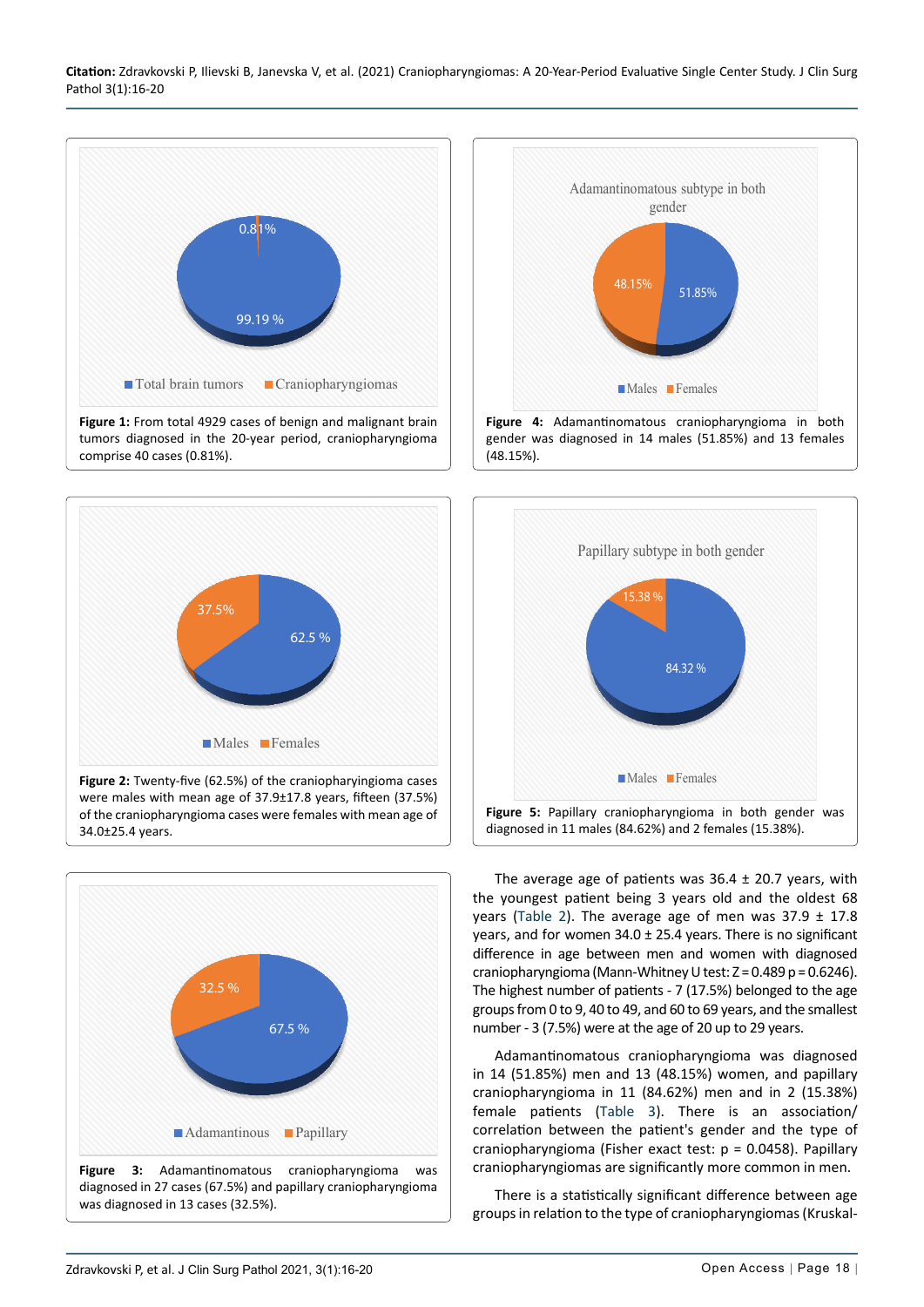**Figure 1:** From total 4929 cases of benign and malignant brain tumors diagnosed in the 20-year period, craniopharyngioma comprise 40 cases (0.81%).

**Figure 2:** Twenty-five (62.5%) of the craniopharyngioma cases were males with mean age of 37.9±17.8 years, fifteen (37.5%) of the craniopharyngioma cases were females with mean age of 34.0±25.4 years.

**Figure 3:** Adamantinomatous craniopharyngioma was diagnosed in 27 cases (67.5%) and papillary craniopharyngioma was diagnosed in 13 cases (32.5%).

**Figure 4:** Adamantinomatous craniopharyngioma in both gender was diagnosed in 14 males (51.85%) and 13 females (48.15%).

**Figure 5:** Papillary craniopharyngioma in both gender was diagnosed in 11 males (84.62%) and 2 females (15.38%).

The average age of patients was 36.4 ± 20.7 years, with the youngest patient being 3 years old and the oldest 68 years (Table 2). The average age of men was 37.9 ± 17.8 years, and for women 34.0 ± 25.4 years. There is no significant difference in age between men and women with diagnosed craniopharyngioma (Mann-Whitney U test: Z = 0.489 p = 0.6246). The highest number of patients - 7 (17.5%) belonged to the age groups from 0 to 9, 40 to 49, and 60 to 69 years, and the smallest number - 3 (7.5%) were at the age of 20 up to 29 years.

Adamantinomatous craniopharyngioma was diagnosed in 14 (51.85%) men and 13 (48.15%) women, and papillary craniopharyngioma in 11 (84.62%) men and in 2 (15.38%) female patients (Table 3). There is an association/correlation between the patient's gender and the type of craniopharyngioma (Fisher exact test: p = 0.0458). Papillary craniopharyngiomas are significantly more common in men.

There is a statistically significant difference between age groups in relation to the type of craniopharyngiomas (Kruskal-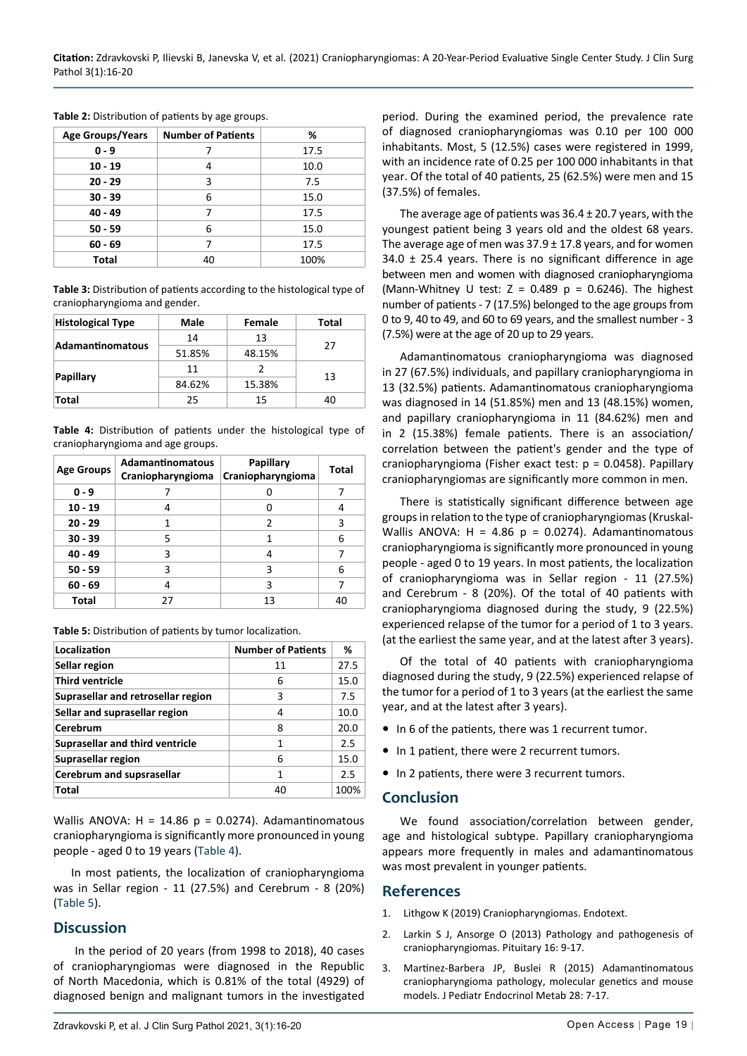**Table 2:** Distribution of patients by age groups.

| Age Groups/Years | Number of Patients | % |
|---|---|---|
| 0 - 9 | 7 | 17.5 |
| 10 - 19 | 4 | 10.0 |
| 20 - 29 | 3 | 7.5 |
| 30 - 39 | 6 | 15.0 |
| 40 - 49 | 7 | 17.5 |
| 50 - 59 | 6 | 15.0 |
| 60 - 69 | 7 | 17.5 |
| Total | 40 | 100% |

**Table 3:** Distribution of patients according to the histological type of craniopharyngioma and gender.

| Histological Type | Male | Female | Total |
|---|---|---|---|
| Adamantinomatous | 14 | 13 | 27 |
| | 51.85% | 48.15% | |
| Papillary | 11 | 2 | 13 |
| | 84.62% | 15.38% | |
| Total | 25 | 15 | 40 |

**Table 4:** Distribution of patients under the histological type of craniopharyngioma and age groups.

| Age Groups | Adamantinomatous Craniopharyngioma | Papillary Craniopharyngioma | Total |
|---|---|---|---|
| 0 - 9 | 7 | 0 | 7 |
| 10 - 19 | 4 | 0 | 4 |
| 20 - 29 | 1 | 2 | 3 |
| 30 - 39 | 5 | 1 | 6 |
| 40 - 49 | 3 | 4 | 7 |
| 50 - 59 | 3 | 3 | 6 |
| 60 - 69 | 4 | 3 | 7 |
| Total | 27 | 13 | 40 |

**Table 5:** Distribution of patients by tumor localization.

| Localization | Number of Patients | % |
|---|---|---|
| Sellar region | 11 | 27.5 |
| Third ventricle | 6 | 15.0 |
| Suprasellar and retrosellar region | 3 | 7.5 |
| Sellar and suprasellar region | 4 | 10.0 |
| Cerebrum | 8 | 20.0 |
| Suprasellar and third ventricle | 1 | 2.5 |
| Suprasellar region | 6 | 15.0 |
| Cerebrum and supsrasellar | 1 | 2.5 |
| Total | 40 | 100% |

Wallis ANOVA: H = 14.86 p = 0.0274). Adamantinomatous craniopharyngioma is significantly more pronounced in young people - aged 0 to 19 years (Table 4).

In most patients, the localization of craniopharyngioma was in Sellar region - 11 (27.5%) and Cerebrum - 8 (20%) (Table 5).

## Discussion

In the period of 20 years (from 1998 to 2018), 40 cases of craniopharyngiomas were diagnosed in the Republic of North Macedonia, which is 0.81% of the total (4929) of diagnosed benign and malignant tumors in the investigated period. During the examined period, the prevalence rate of diagnosed craniopharyngiomas was 0.10 per 100 000 inhabitants. Most, 5 (12.5%) cases were registered in 1999, with an incidence rate of 0.25 per 100 000 inhabitants in that year. Of the total of 40 patients, 25 (62.5%) were men and 15 (37.5%) of females.

The average age of patients was 36.4 ± 20.7 years, with the youngest patient being 3 years old and the oldest 68 years. The average age of men was 37.9 ± 17.8 years, and for women 34.0 ± 25.4 years. There is no significant difference in age between men and women with diagnosed craniopharyngioma (Mann-Whitney U test: Z = 0.489 p = 0.6246). The highest number of patients - 7 (17.5%) belonged to the age groups from 0 to 9, 40 to 49, and 60 to 69 years, and the smallest number - 3 (7.5%) were at the age of 20 up to 29 years.

Adamantinomatous craniopharyngioma was diagnosed in 27 (67.5%) individuals, and papillary craniopharyngioma in 13 (32.5%) patients. Adamantinomatous craniopharyngioma was diagnosed in 14 (51.85%) men and 13 (48.15%) women, and papillary craniopharyngioma in 11 (84.62%) men and in 2 (15.38%) female patients. There is an association/correlation between the patient's gender and the type of craniopharyngioma (Fisher exact test: p = 0.0458). Papillary craniopharyngiomas are significantly more common in men.

There is statistically significant difference between age groups in relation to the type of craniopharyngiomas (Kruskal-Wallis ANOVA: H = 4.86 p = 0.0274). Adamantinomatous craniopharyngioma is significantly more pronounced in young people - aged 0 to 19 years. In most patients, the localization of craniopharyngioma was in Sellar region - 11 (27.5%) and Cerebrum - 8 (20%). Of the total of 40 patients with craniopharyngioma diagnosed during the study, 9 (22.5%) experienced relapse of the tumor for a period of 1 to 3 years. (at the earliest the same year, and at the latest after 3 years).

Of the total of 40 patients with craniopharyngioma diagnosed during the study, 9 (22.5%) experienced relapse of the tumor for a period of 1 to 3 years (at the earliest the same year, and at the latest after 3 years).

- In 6 of the patients, there was 1 recurrent tumor.
- In 1 patient, there were 2 recurrent tumors.
- In 2 patients, there were 3 recurrent tumors.

## Conclusion

We found association/correlation between gender, age and histological subtype. Papillary craniopharyngioma appears more frequently in males and adamantinomatous was most prevalent in younger patients.

## References

1. Lithgow K (2019) Craniopharyngiomas. Endotext.
2. Larkin S J, Ansorge O (2013) Pathology and pathogenesis of craniopharyngiomas. Pituitary 16: 9-17.
3. Martinez-Barbera JP, Buslei R (2015) Adamantinomatous craniopharyngioma pathology, molecular genetics and mouse models. J Pediatr Endocrinol Metab 28: 7-17.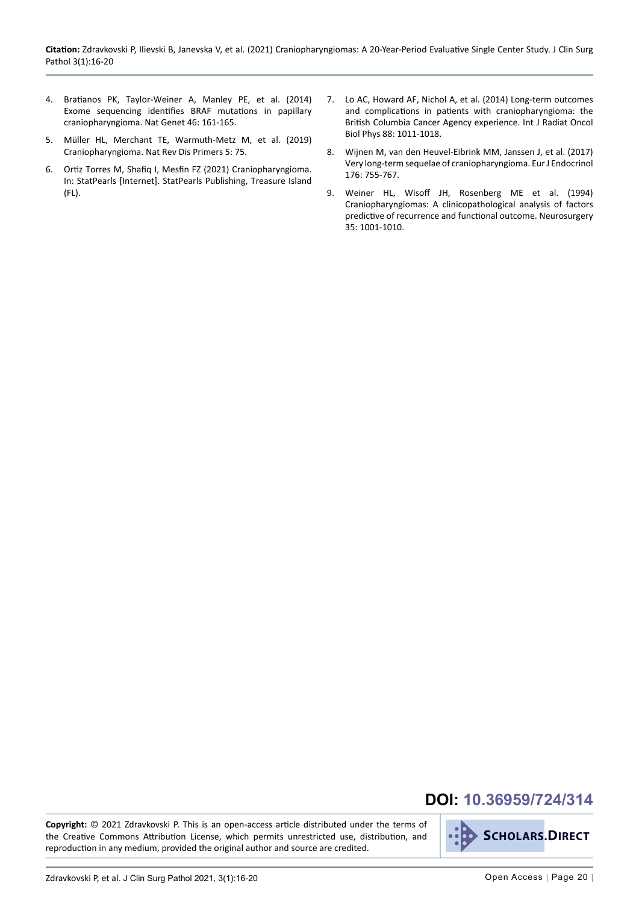4. Bratianos PK, Taylor-Weiner A, Manley PE, et al. (2014) Exome sequencing identifies BRAF mutations in papillary craniopharyngioma. Nat Genet 46: 161-165.
5. Müller HL, Merchant TE, Warmuth-Metz M, et al. (2019) Craniopharyngioma. Nat Rev Dis Primers 5: 75.
6. Ortiz Torres M, Shafiq I, Mesfin FZ (2021) Craniopharyngioma. In: StatPearls [Internet]. StatPearls Publishing, Treasure Island (FL).
7. Lo AC, Howard AF, Nichol A, et al. (2014) Long-term outcomes and complications in patients with craniopharyngioma: the British Columbia Cancer Agency experience. Int J Radiat Oncol Biol Phys 88: 1011-1018.
8. Wijnen M, van den Heuvel-Eibrink MM, Janssen J, et al. (2017) Very long-term sequelae of craniopharyngioma. Eur J Endocrinol 176: 755-767.
9. Weiner HL, Wisoff JH, Rosenberg ME et al. (1994) Craniopharyngiomas: A clinicopathological analysis of factors predictive of recurrence and functional outcome. Neurosurgery 35: 1001-1010.

**DOI: 10.36959/724/314**

**Copyright:** © 2021 Zdravkovski P. This is an open-access article distributed under the terms of the Creative Commons Attribution License, which permits unrestricted use, distribution, and reproduction in any medium, provided the original author and source are credited.